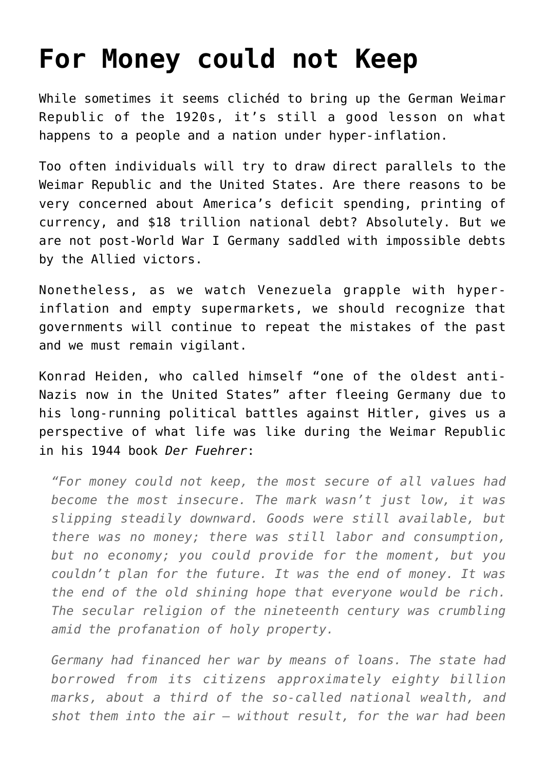# For Money could not Keep

While sometimes it seems clichéd to bring up the German Weimar Republic of the 1920s, it's still a good lesson on what happens to a people and a nation under hyper-inflation.

Too often individuals will try to draw direct parallels to the Weimar Republic and the United States. Are there reasons to be very concerned about America's deficit spending, printing of currency, and $18 trillion national debt? Absolutely. But we are not post-World War I Germany saddled with impossible debts by the Allied victors.

Nonetheless, as we watch Venezuela grapple with hyper-inflation and empty supermarkets, we should recognize that governments will continue to repeat the mistakes of the past and we must remain vigilant.

Konrad Heiden, who called himself "one of the oldest anti-Nazis now in the United States" after fleeing Germany due to his long-running political battles against Hitler, gives us a perspective of what life was like during the Weimar Republic in his 1944 book *Der Fuehrer*:

> *"For money could not keep, the most secure of all values had become the most insecure. The mark wasn't just low, it was slipping steadily downward. Goods were still available, but there was no money; there was still labor and consumption, but no economy; you could provide for the moment, but you couldn't plan for the future. It was the end of money. It was the end of the old shining hope that everyone would be rich. The secular religion of the nineteenth century was crumbling amid the profanation of holy property.*
>
> *Germany had financed her war by means of loans. The state had borrowed from its citizens approximately eighty billion marks, about a third of the so-called national wealth, and shot them into the air – without result, for the war had been*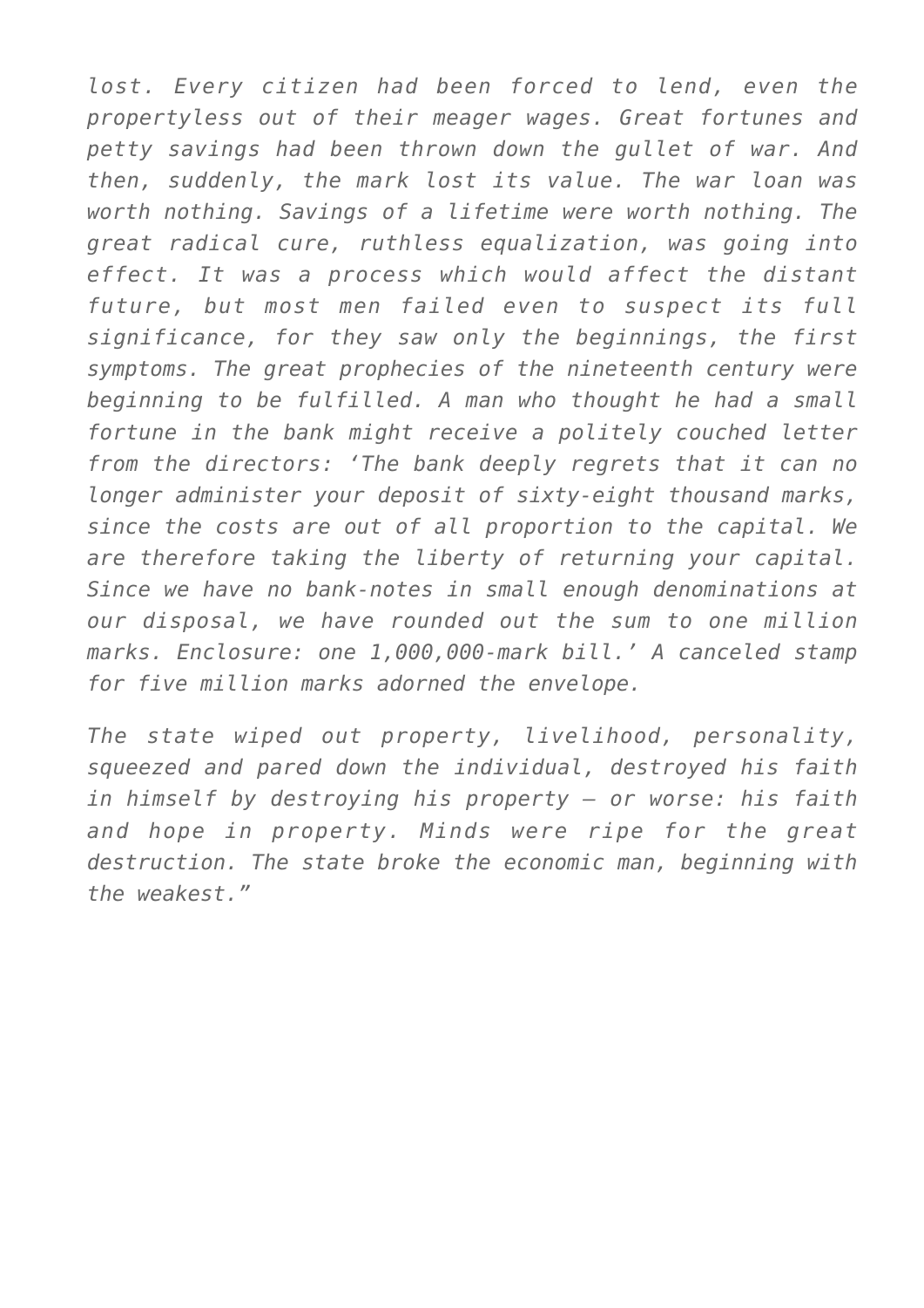*lost. Every citizen had been forced to lend, even the propertyless out of their meager wages. Great fortunes and petty savings had been thrown down the gullet of war. And then, suddenly, the mark lost its value. The war loan was worth nothing. Savings of a lifetime were worth nothing. The great radical cure, ruthless equalization, was going into effect. It was a process which would affect the distant future, but most men failed even to suspect its full significance, for they saw only the beginnings, the first symptoms. The great prophecies of the nineteenth century were beginning to be fulfilled. A man who thought he had a small fortune in the bank might receive a politely couched letter from the directors: 'The bank deeply regrets that it can no longer administer your deposit of sixty-eight thousand marks, since the costs are out of all proportion to the capital. We are therefore taking the liberty of returning your capital. Since we have no bank-notes in small enough denominations at our disposal, we have rounded out the sum to one million marks. Enclosure: one 1,000,000-mark bill.' A canceled stamp for five million marks adorned the envelope.*

*The state wiped out property, livelihood, personality, squeezed and pared down the individual, destroyed his faith in himself by destroying his property – or worse: his faith and hope in property. Minds were ripe for the great destruction. The state broke the economic man, beginning with the weakest."*